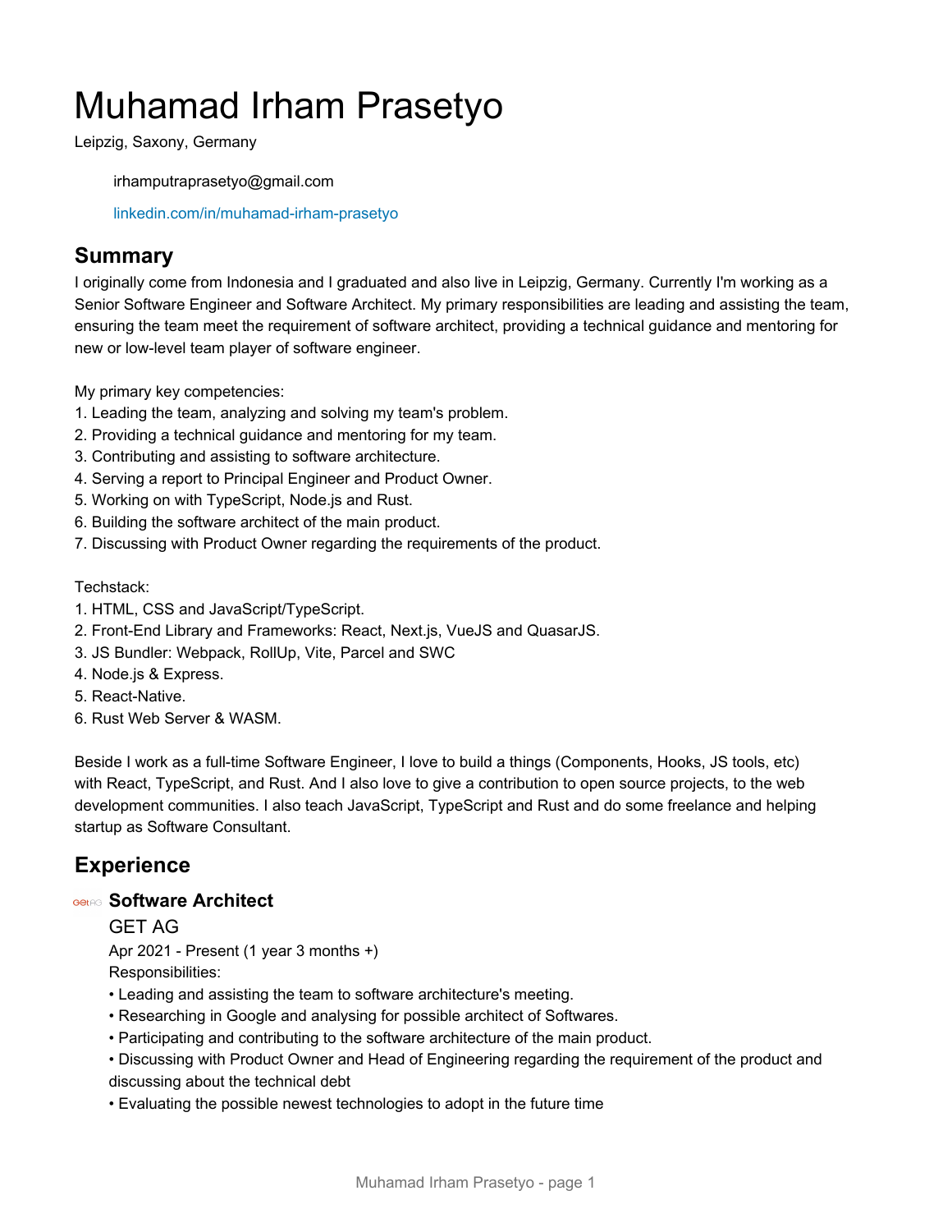# Muhamad Irham Prasetyo

Leipzig, Saxony, Germany

irhamputraprasetyo@gmail.com

linkedin.com/in/muhamad-irham-prasetyo

## Summary

I originally come from Indonesia and I graduated and also live in Leipzig, Germany. Currently I'm working as a Senior Software Engineer and Software Architect. My primary responsibilities are leading and assisting the team, ensuring the team meet the requirement of software architect, providing a technical guidance and mentoring for new or low-level team player of software engineer.

My primary key competencies:
1. Leading the team, analyzing and solving my team's problem.
2. Providing a technical guidance and mentoring for my team.
3. Contributing and assisting to software architecture.
4. Serving a report to Principal Engineer and Product Owner.
5. Working on with TypeScript, Node.js and Rust.
6. Building the software architect of the main product.
7. Discussing with Product Owner regarding the requirements of the product.

Techstack:
1. HTML, CSS and JavaScript/TypeScript.
2. Front-End Library and Frameworks: React, Next.js, VueJS and QuasarJS.
3. JS Bundler: Webpack, RollUp, Vite, Parcel and SWC
4. Node.js & Express.
5. React-Native.
6. Rust Web Server & WASM.

Beside I work as a full-time Software Engineer, I love to build a things (Components, Hooks, JS tools, etc) with React, TypeScript, and Rust. And I also love to give a contribution to open source projects, to the web development communities. I also teach JavaScript, TypeScript and Rust and do some freelance and helping startup as Software Consultant.

## Experience

### Software Architect

GET AG

Apr 2021 - Present (1 year 3 months +)

Responsibilities:

- Leading and assisting the team to software architecture's meeting.
- Researching in Google and analysing for possible architect of Softwares.
- Participating and contributing to the software architecture of the main product.
- Discussing with Product Owner and Head of Engineering regarding the requirement of the product and discussing about the technical debt
- Evaluating the possible newest technologies to adopt in the future time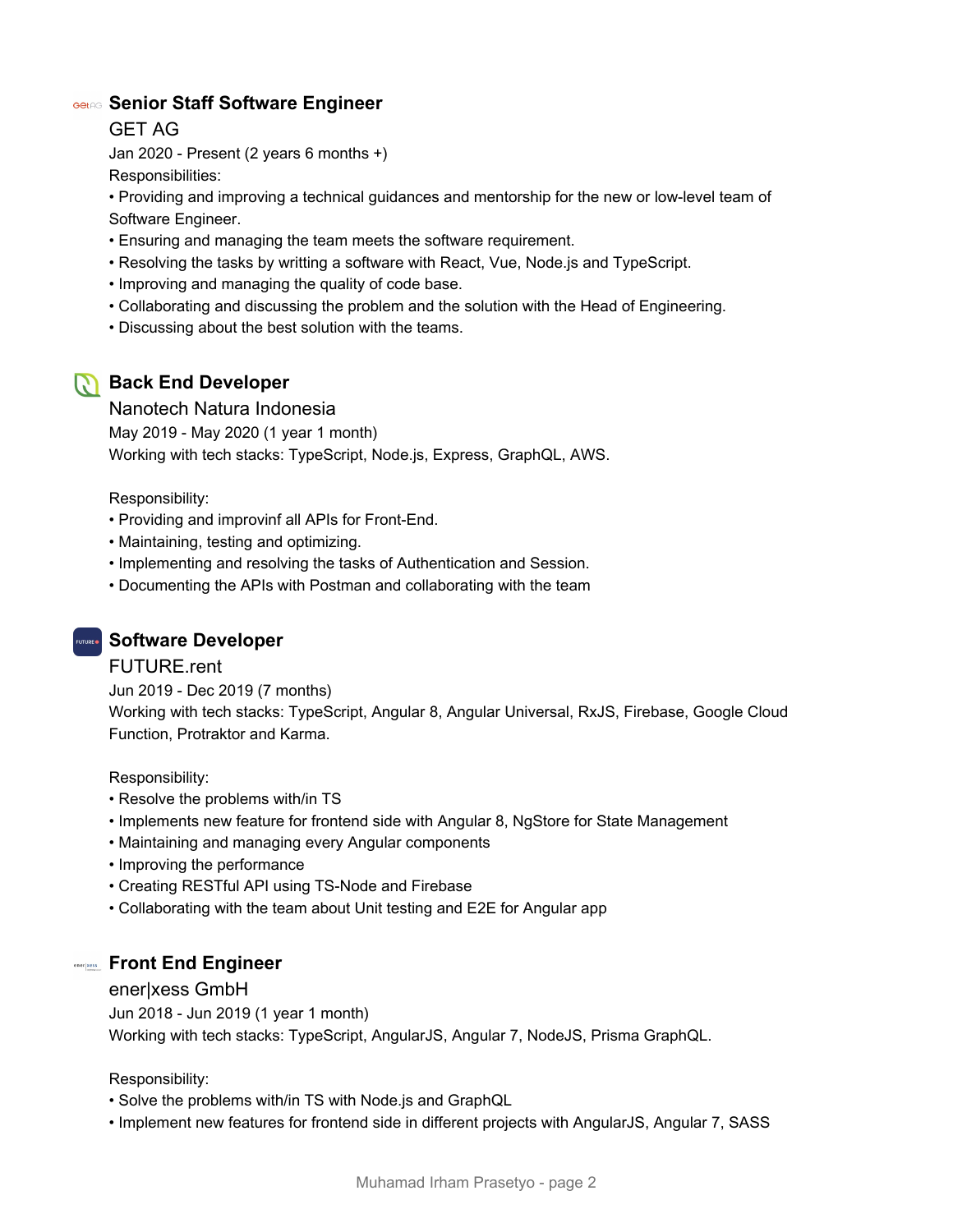### Senior Staff Software Engineer

GET AG

Jan 2020 - Present (2 years 6 months +)

Responsibilities:

• Providing and improving a technical guidances and mentorship for the new or low-level team of Software Engineer.
• Ensuring and managing the team meets the software requirement.
• Resolving the tasks by writting a software with React, Vue, Node.js and TypeScript.
• Improving and managing the quality of code base.
• Collaborating and discussing the problem and the solution with the Head of Engineering.
• Discussing about the best solution with the teams.

### Back End Developer

Nanotech Natura Indonesia

May 2019 - May 2020 (1 year 1 month)

Working with tech stacks: TypeScript, Node.js, Express, GraphQL, AWS.

Responsibility:

• Providing and improvinf all APIs for Front-End.
• Maintaining, testing and optimizing.
• Implementing and resolving the tasks of Authentication and Session.
• Documenting the APIs with Postman and collaborating with the team

### Software Developer

FUTURE.rent

Jun 2019 - Dec 2019 (7 months)

Working with tech stacks: TypeScript, Angular 8, Angular Universal, RxJS, Firebase, Google Cloud Function, Protraktor and Karma.

Responsibility:

• Resolve the problems with/in TS
• Implements new feature for frontend side with Angular 8, NgStore for State Management
• Maintaining and managing every Angular components
• Improving the performance
• Creating RESTful API using TS-Node and Firebase
• Collaborating with the team about Unit testing and E2E for Angular app

### Front End Engineer

ener|xess GmbH

Jun 2018 - Jun 2019 (1 year 1 month)

Working with tech stacks: TypeScript, AngularJS, Angular 7, NodeJS, Prisma GraphQL.

Responsibility:

• Solve the problems with/in TS with Node.js and GraphQL
• Implement new features for frontend side in different projects with AngularJS, Angular 7, SASS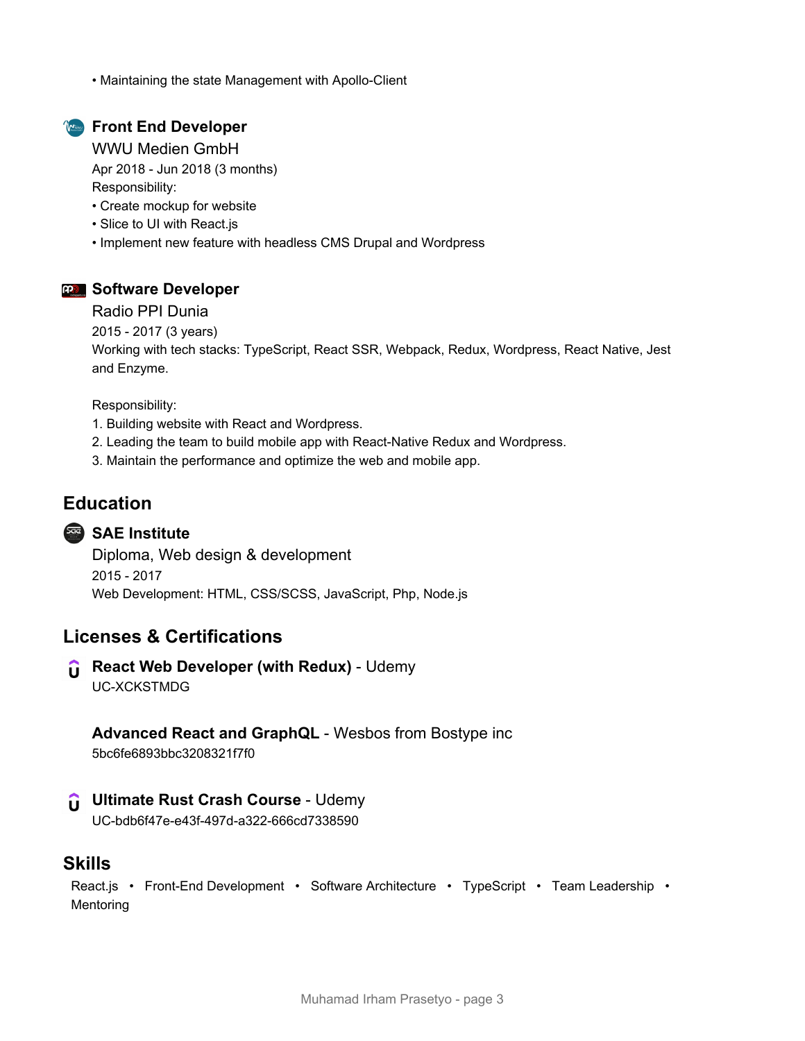• Maintaining the state Management with Apollo-Client

### Front End Developer

WWU Medien GmbH

Apr 2018 - Jun 2018 (3 months)

Responsibility:

• Create mockup for website
• Slice to UI with React.js
• Implement new feature with headless CMS Drupal and Wordpress

### Software Developer

Radio PPI Dunia

2015 - 2017 (3 years)

Working with tech stacks: TypeScript, React SSR, Webpack, Redux, Wordpress, React Native, Jest and Enzyme.

Responsibility:

1. Building website with React and Wordpress.
2. Leading the team to build mobile app with React-Native Redux and Wordpress.
3. Maintain the performance and optimize the web and mobile app.

## Education

### SAE Institute

Diploma, Web design & development

2015 - 2017

Web Development: HTML, CSS/SCSS, JavaScript, Php, Node.js

## Licenses & Certifications

**React Web Developer (with Redux)** - Udemy

UC-XCKSTMDG

**Advanced React and GraphQL** - Wesbos from Bostype inc

5bc6fe6893bbc3208321f7f0

**Ultimate Rust Crash Course** - Udemy

UC-bdb6f47e-e43f-497d-a322-666cd7338590

## Skills

React.js • Front-End Development • Software Architecture • TypeScript • Team Leadership • Mentoring